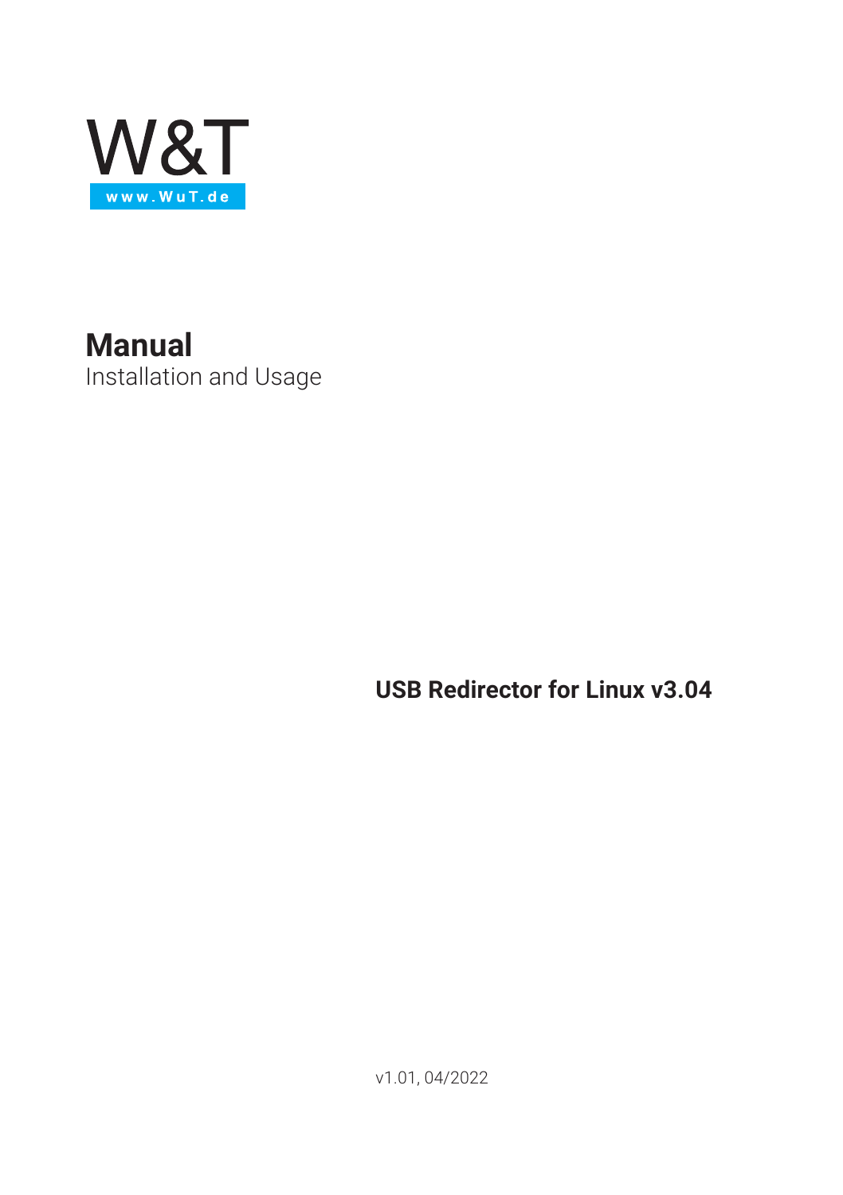W&T

www.WuT.de

# Manual

Installation and Usage

**USB Redirector for Linux v3.04**

v1.01, 04/2022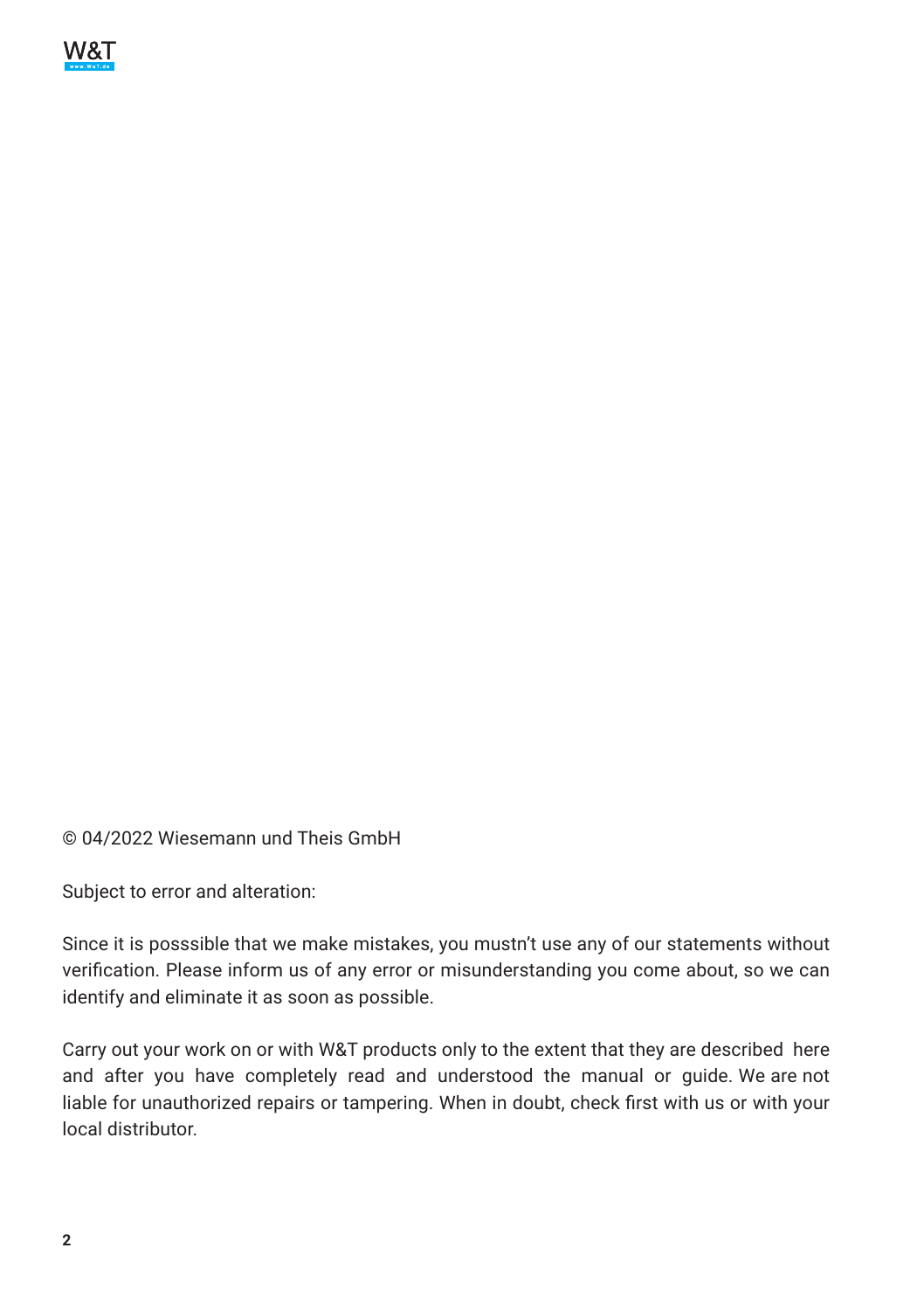© 04/2022 Wiesemann und Theis GmbH

Subject to error and alteration:

Since it is posssible that we make mistakes, you mustn't use any of our statements without verification. Please inform us of any error or misunderstanding you come about, so we can identify and eliminate it as soon as possible.

Carry out your work on or with W&T products only to the extent that they are described here and after you have completely read and understood the manual or guide. We are not liable for unauthorized repairs or tampering. When in doubt, check first with us or with your local distributor.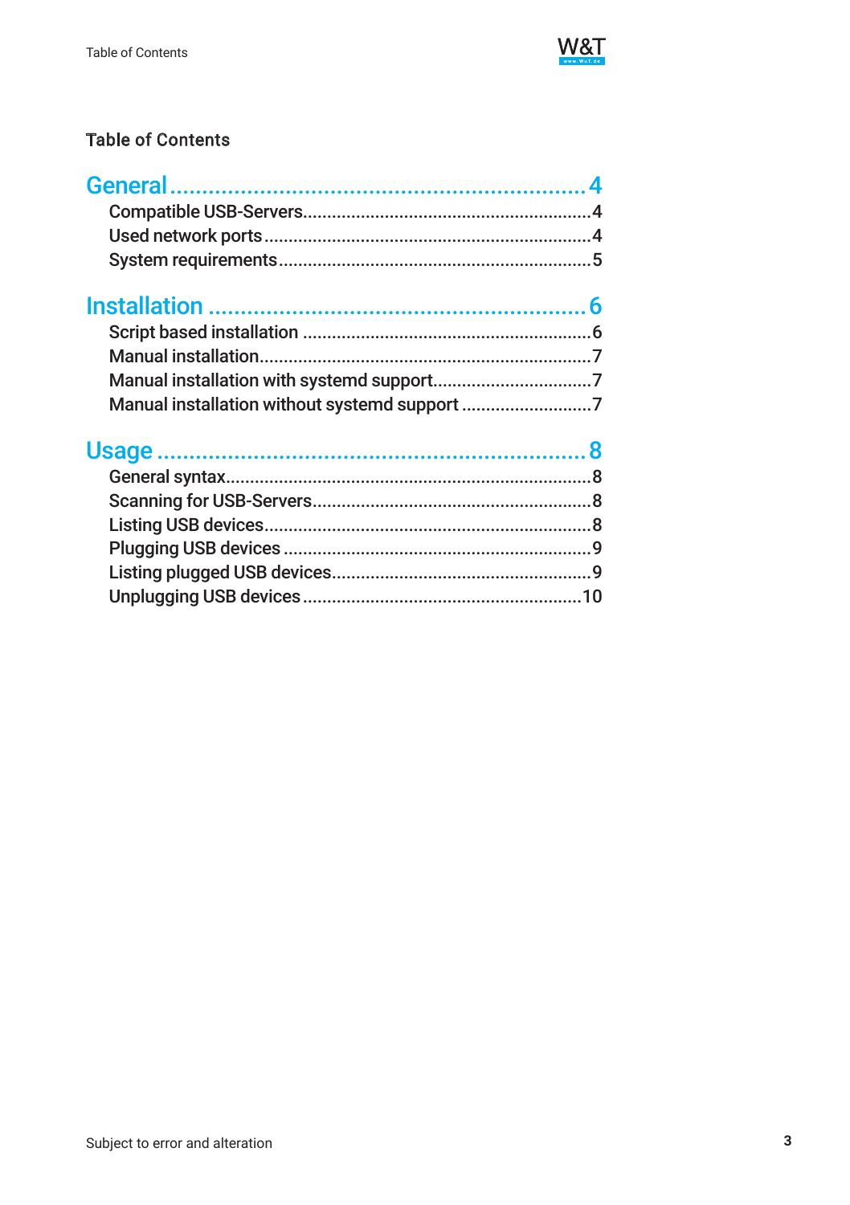# Table of Contents

**General** .......................................................... 4
- Compatible USB-Servers .......................................... 4
- Used network ports ............................................... 4
- System requirements ............................................. 5

**Installation** ..................................................... 6
- Script based installation ........................................ 6
- Manual installation ................................................ 7
- Manual installation with systemd support ................. 7
- Manual installation without systemd support .............. 7

**Usage** ............................................................ 8
- General syntax ...................................................... 8
- Scanning for USB-Servers ........................................ 8
- Listing USB devices ................................................ 8
- Plugging USB devices ............................................. 9
- Listing plugged USB devices .................................... 9
- Unplugging USB devices .......................................... 10

Subject to error and alteration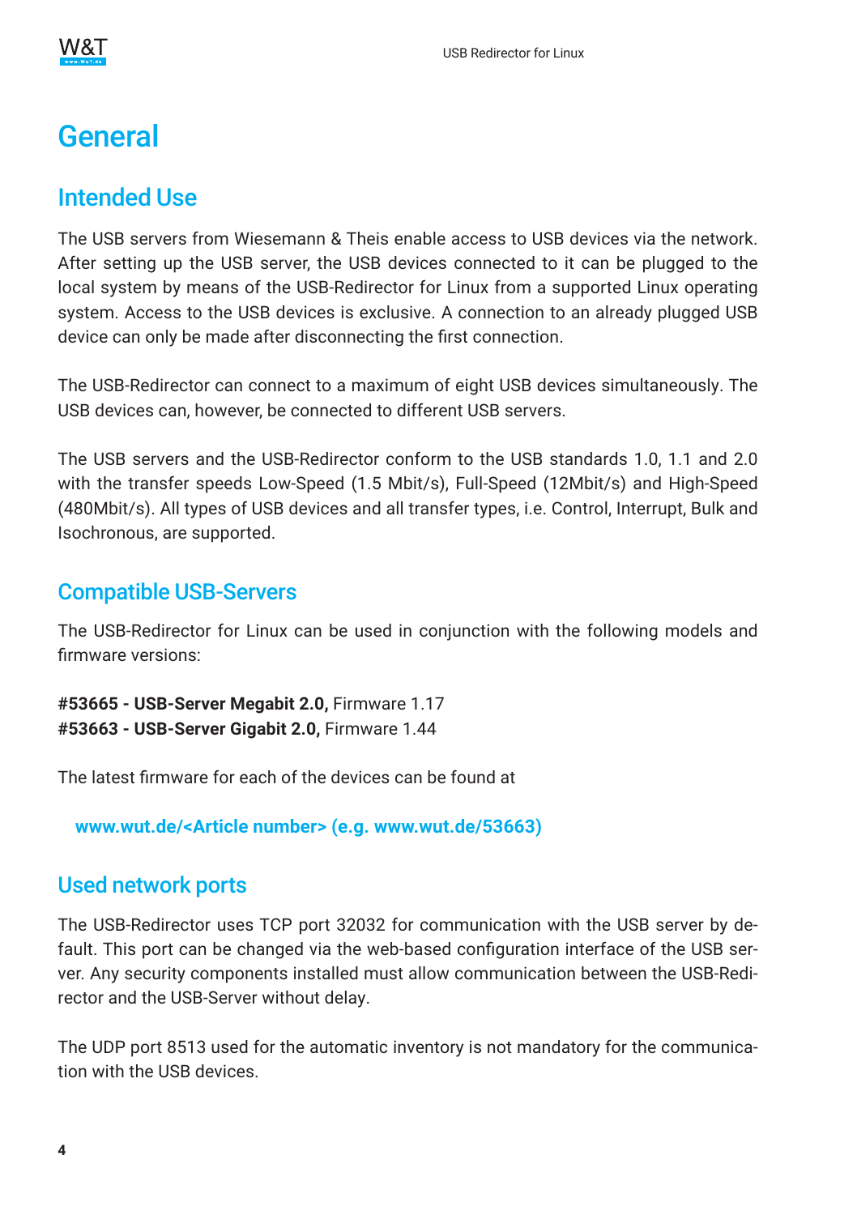# General

## Intended Use

The USB servers from Wiesemann & Theis enable access to USB devices via the network. After setting up the USB server, the USB devices connected to it can be plugged to the local system by means of the USB-Redirector for Linux from a supported Linux operating system. Access to the USB devices is exclusive. A connection to an already plugged USB device can only be made after disconnecting the first connection.

The USB-Redirector can connect to a maximum of eight USB devices simultaneously. The USB devices can, however, be connected to different USB servers.

The USB servers and the USB-Redirector conform to the USB standards 1.0, 1.1 and 2.0 with the transfer speeds Low-Speed (1.5 Mbit/s), Full-Speed (12Mbit/s) and High-Speed (480Mbit/s). All types of USB devices and all transfer types, i.e. Control, Interrupt, Bulk and Isochronous, are supported.

## Compatible USB-Servers

The USB-Redirector for Linux can be used in conjunction with the following models and firmware versions:

**#53665 - USB-Server Megabit 2.0,** Firmware 1.17
**#53663 - USB-Server Gigabit 2.0,** Firmware 1.44

The latest firmware for each of the devices can be found at

**www.wut.de/<Article number> (e.g. www.wut.de/53663)**

## Used network ports

The USB-Redirector uses TCP port 32032 for communication with the USB server by default. This port can be changed via the web-based configuration interface of the USB server. Any security components installed must allow communication between the USB-Redirector and the USB-Server without delay.

The UDP port 8513 used for the automatic inventory is not mandatory for the communication with the USB devices.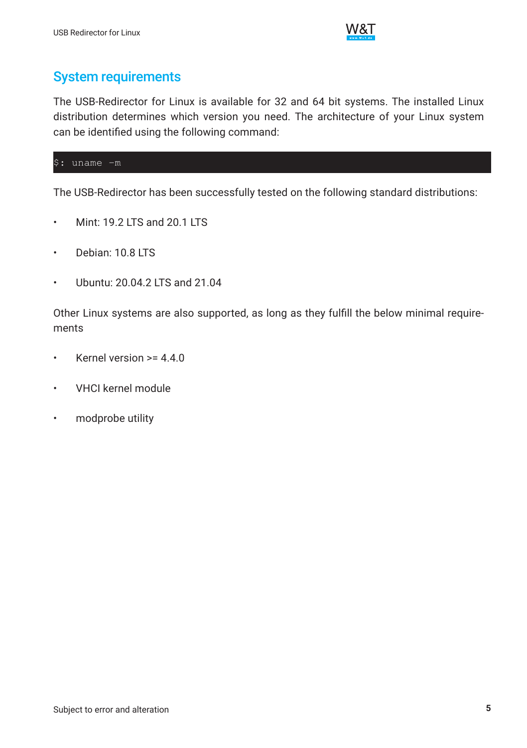## System requirements

The USB-Redirector for Linux is available for 32 and 64 bit systems. The installed Linux distribution determines which version you need. The architecture of your Linux system can be identified using the following command:

```
$: uname -m
```

The USB-Redirector has been successfully tested on the following standard distributions:

- Mint: 19.2 LTS and 20.1 LTS
- Debian: 10.8 LTS
- Ubuntu: 20.04.2 LTS and 21.04

Other Linux systems are also supported, as long as they fulfill the below minimal requirements

- Kernel version >= 4.4.0
- VHCI kernel module
- modprobe utility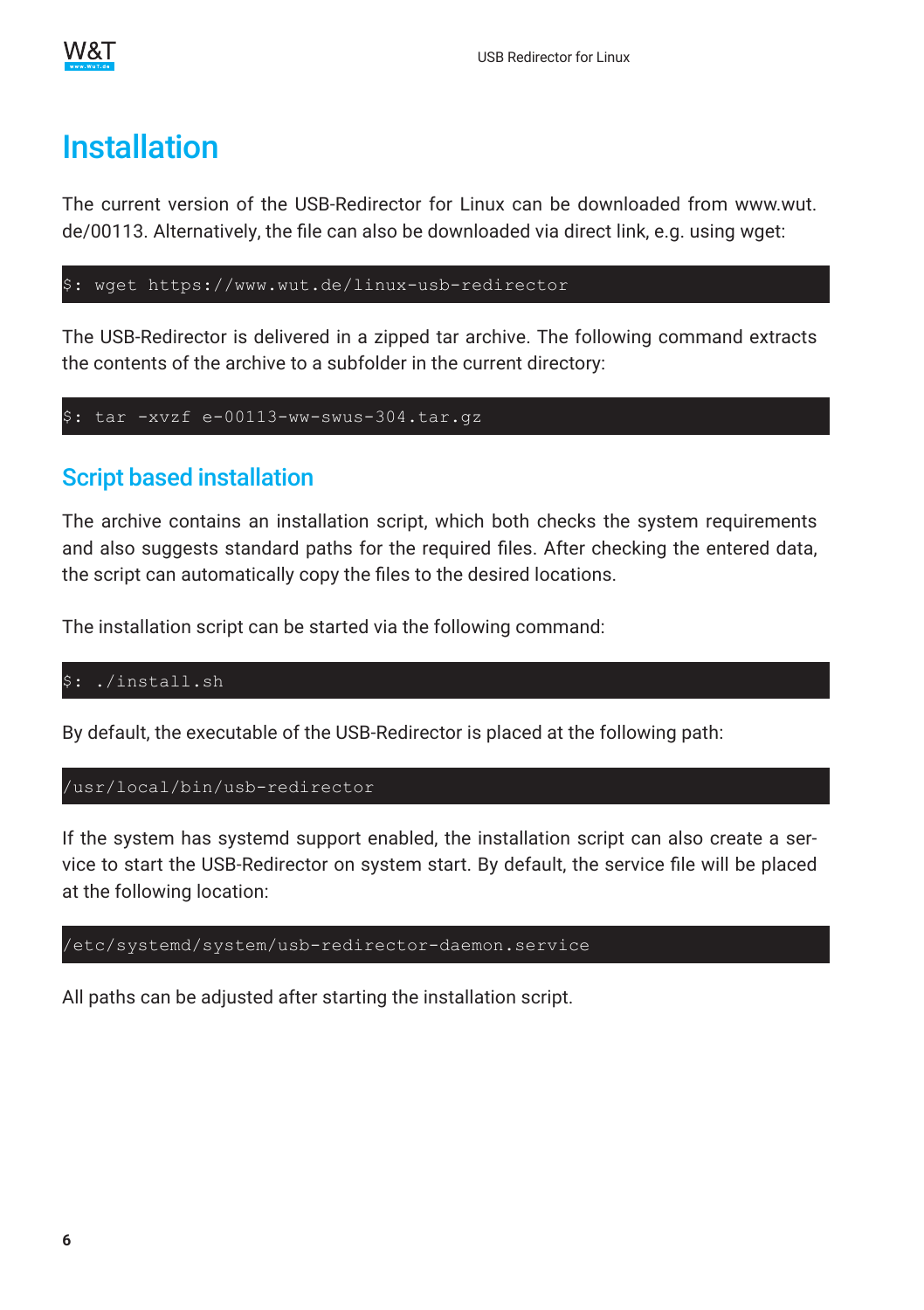# Installation

The current version of the USB-Redirector for Linux can be downloaded from www.wut.de/00113. Alternatively, the file can also be downloaded via direct link, e.g. using wget:

```
$: wget https://www.wut.de/linux-usb-redirector
```

The USB-Redirector is delivered in a zipped tar archive. The following command extracts the contents of the archive to a subfolder in the current directory:

```
$: tar -xvzf e-00113-ww-swus-304.tar.gz
```

## Script based installation

The archive contains an installation script, which both checks the system requirements and also suggests standard paths for the required files. After checking the entered data, the script can automatically copy the files to the desired locations.

The installation script can be started via the following command:

```
$: ./install.sh
```

By default, the executable of the USB-Redirector is placed at the following path:

```
/usr/local/bin/usb-redirector
```

If the system has systemd support enabled, the installation script can also create a service to start the USB-Redirector on system start. By default, the service file will be placed at the following location:

```
/etc/systemd/system/usb-redirector-daemon.service
```

All paths can be adjusted after starting the installation script.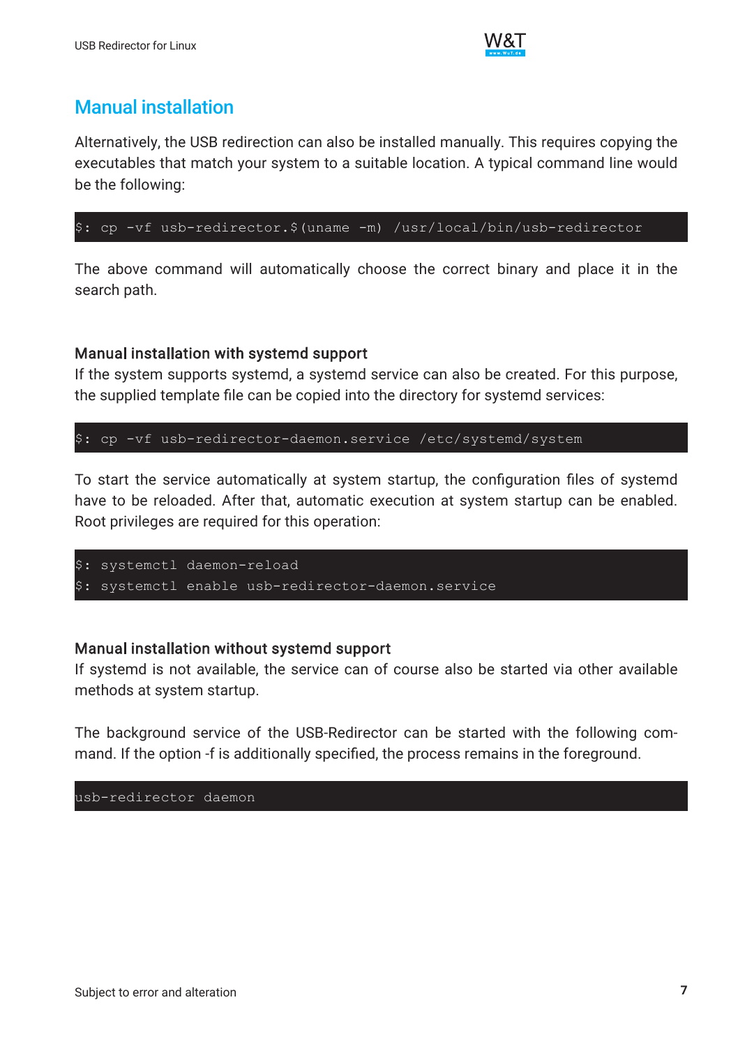## Manual installation

Alternatively, the USB redirection can also be installed manually. This requires copying the executables that match your system to a suitable location. A typical command line would be the following:

```
$: cp -vf usb-redirector.$(uname -m) /usr/local/bin/usb-redirector
```

The above command will automatically choose the correct binary and place it in the search path.

### Manual installation with systemd support

If the system supports systemd, a systemd service can also be created. For this purpose, the supplied template file can be copied into the directory for systemd services:

```
$: cp -vf usb-redirector-daemon.service /etc/systemd/system
```

To start the service automatically at system startup, the configuration files of systemd have to be reloaded. After that, automatic execution at system startup can be enabled. Root privileges are required for this operation:

```
$: systemctl daemon-reload
$: systemctl enable usb-redirector-daemon.service
```

### Manual installation without systemd support

If systemd is not available, the service can of course also be started via other available methods at system startup.

The background service of the USB-Redirector can be started with the following command. If the option -f is additionally specified, the process remains in the foreground.

```
usb-redirector daemon
```

Subject to error and alteration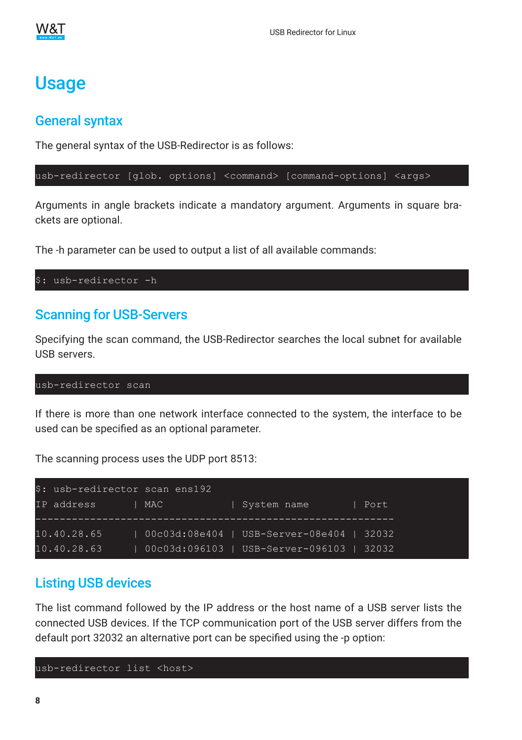# Usage

## General syntax

The general syntax of the USB-Redirector is as follows:

```
usb-redirector [glob. options] <command> [command-options] <args>
```

Arguments in angle brackets indicate a mandatory argument. Arguments in square brackets are optional.

The -h parameter can be used to output a list of all available commands:

```
$: usb-redirector -h
```

## Scanning for USB-Servers

Specifying the scan command, the USB-Redirector searches the local subnet for available USB servers.

```
usb-redirector scan
```

If there is more than one network interface connected to the system, the interface to be used can be specified as an optional parameter.

The scanning process uses the UDP port 8513:

```
$: usb-redirector scan ens192
IP address      | MAC           | System name       | Port
----------------------------------------------------------
10.40.28.65     | 00c03d:08e404 | USB-Server-08e404 | 32032
10.40.28.63     | 00c03d:096103 | USB-Server-096103 | 32032
```

## Listing USB devices

The list command followed by the IP address or the host name of a USB server lists the connected USB devices. If the TCP communication port of the USB server differs from the default port 32032 an alternative port can be specified using the -p option:

```
usb-redirector list <host>
```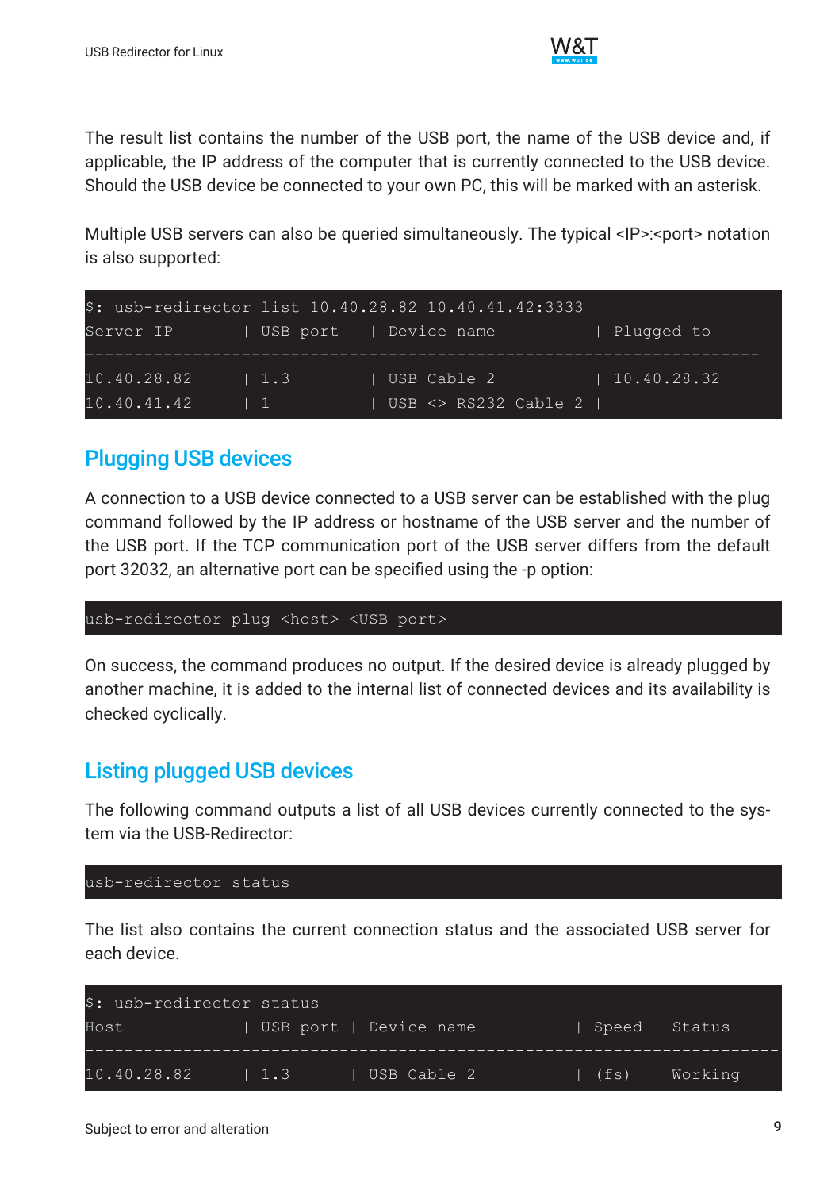The result list contains the number of the USB port, the name of the USB device and, if applicable, the IP address of the computer that is currently connected to the USB device. Should the USB device be connected to your own PC, this will be marked with an asterisk.

Multiple USB servers can also be queried simultaneously. The typical <IP>:<port> notation is also supported:

```
$: usb-redirector list 10.40.28.82 10.40.41.42:3333
Server IP       | USB port   | Device name           | Plugged to
--------------------------------------------------------------------
10.40.28.82     | 1.3        | USB Cable 2           | 10.40.28.32
10.40.41.42     | 1          | USB <> RS232 Cable 2 |
```

## Plugging USB devices

A connection to a USB device connected to a USB server can be established with the plug command followed by the IP address or hostname of the USB server and the number of the USB port. If the TCP communication port of the USB server differs from the default port 32032, an alternative port can be specified using the -p option:

```
usb-redirector plug <host> <USB port>
```

On success, the command produces no output. If the desired device is already plugged by another machine, it is added to the internal list of connected devices and its availability is checked cyclically.

## Listing plugged USB devices

The following command outputs a list of all USB devices currently connected to the system via the USB-Redirector:

```
usb-redirector status
```

The list also contains the current connection status and the associated USB server for each device.

```
$: usb-redirector status
Host            | USB port | Device name           | Speed | Status
----------------------------------------------------------------------
10.40.28.82     | 1.3      | USB Cable 2           | (fs)  | Working
```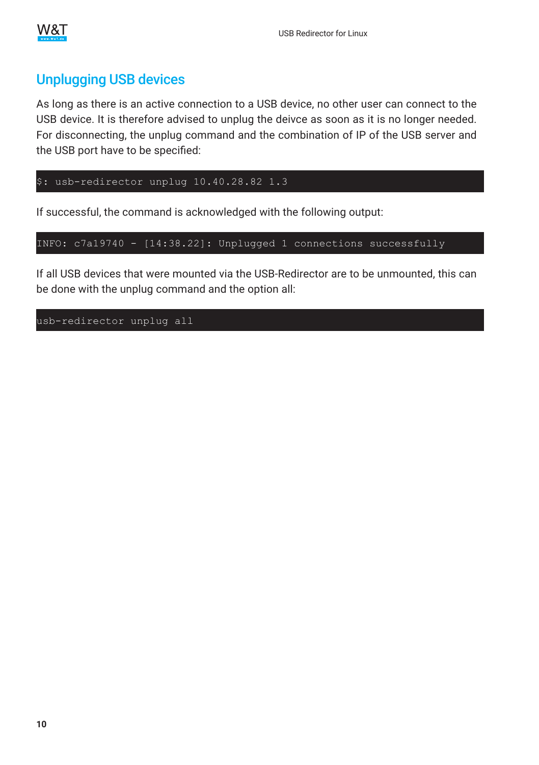## Unplugging USB devices

As long as there is an active connection to a USB device, no other user can connect to the USB device. It is therefore advised to unplug the deivce as soon as it is no longer needed. For disconnecting, the unplug command and the combination of IP of the USB server and the USB port have to be specified:

```
$: usb-redirector unplug 10.40.28.82 1.3
```

If successful, the command is acknowledged with the following output:

```
INFO: c7a19740 - [14:38.22]: Unplugged 1 connections successfully
```

If all USB devices that were mounted via the USB-Redirector are to be unmounted, this can be done with the unplug command and the option all:

```
usb-redirector unplug all
```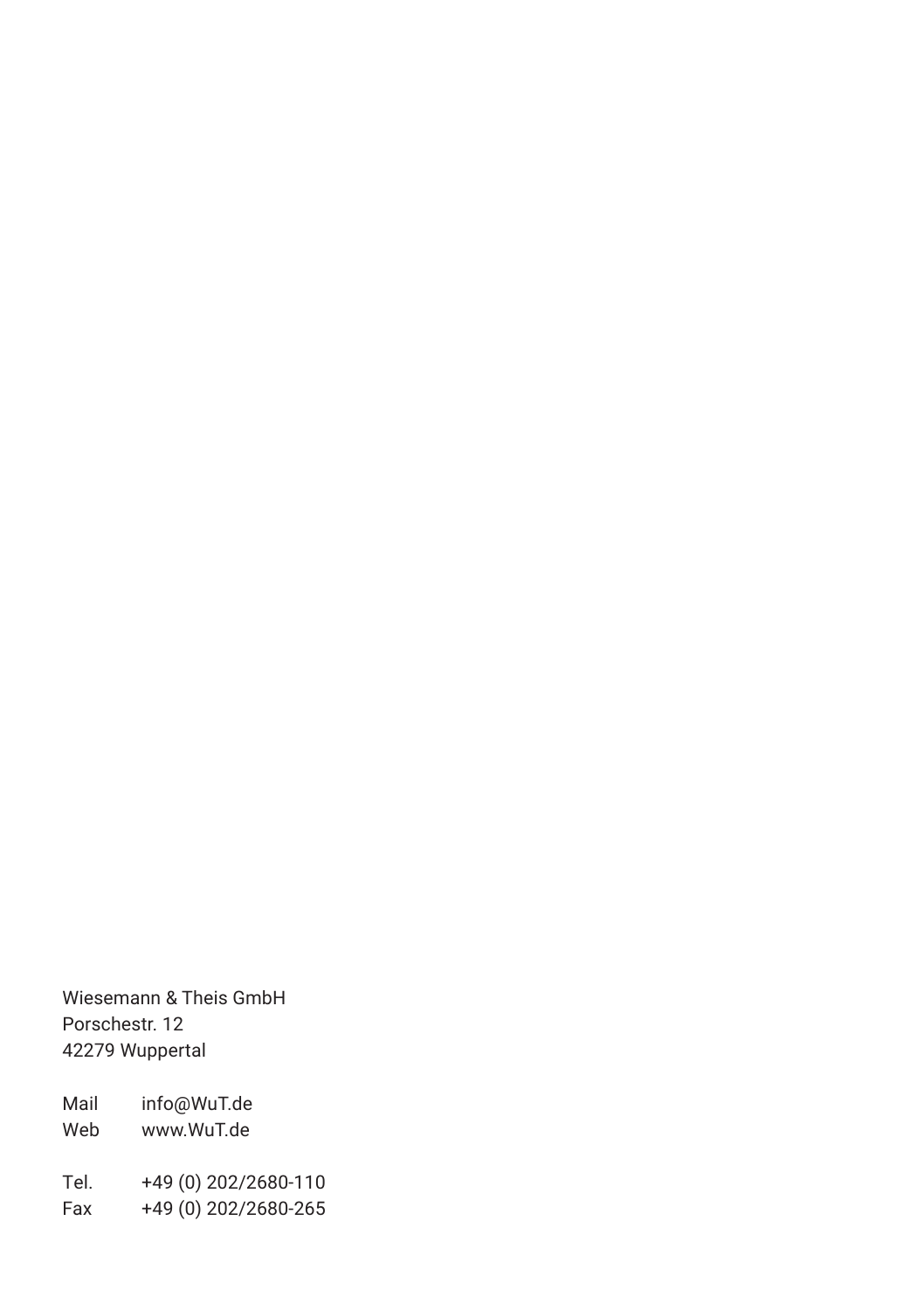Wiesemann & Theis GmbH
Porschestr. 12
42279 Wuppertal

Mail info@WuT.de
Web www.WuT.de

Tel. +49 (0) 202/2680-110
Fax +49 (0) 202/2680-265